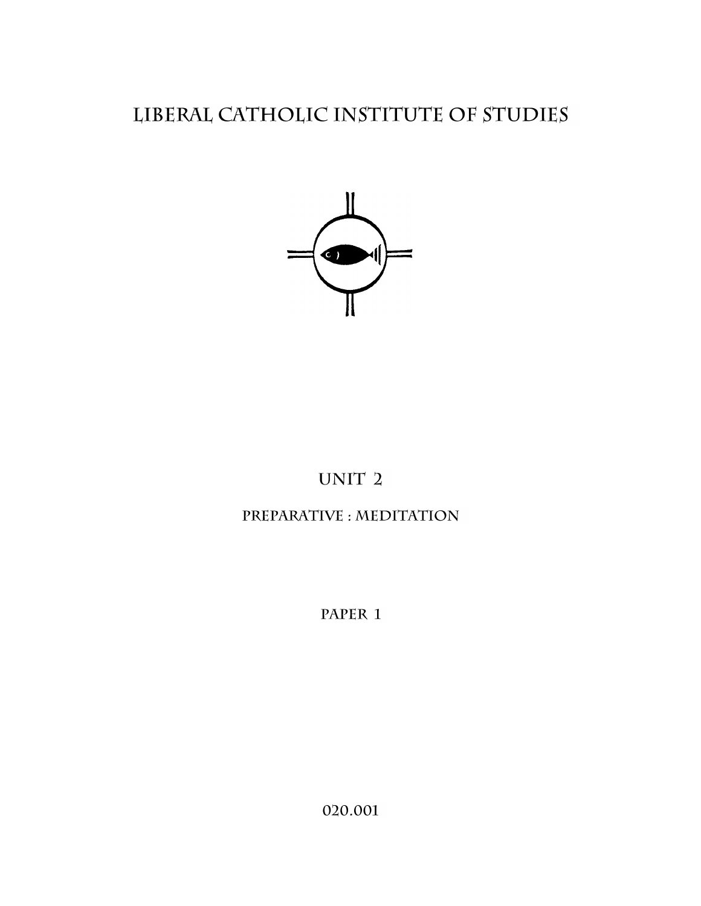# LIBERAL CATHOLIC INSTITUTE OF STUDIES

## UNIT 2

### PREPARATIVE : MEDITATION

PAPER 1

020.001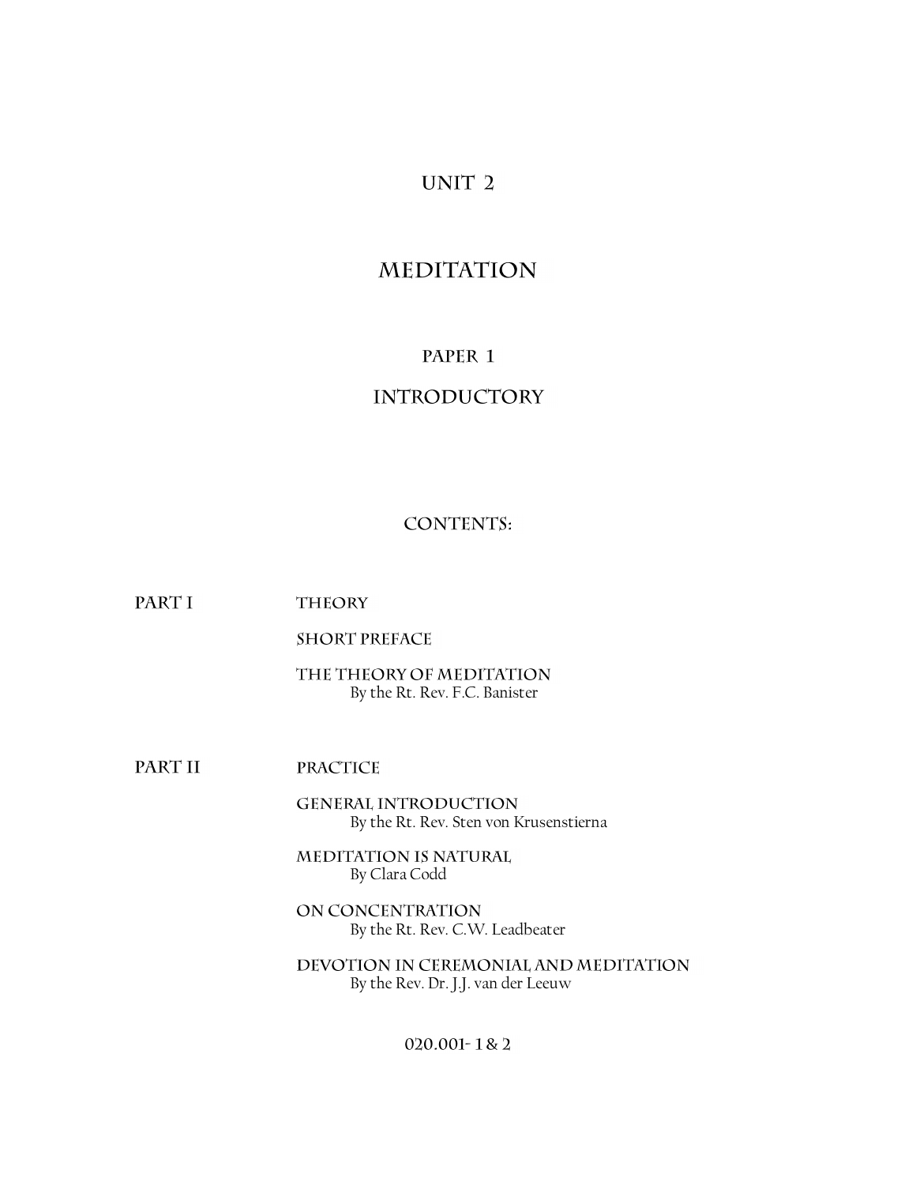# UNIT 2

# MEDITATION

## PAPER 1

## INTRODUCTORY

### CONTENTS:

**PART I** — THEORY

SHORT PREFACE

THE THEORY OF MEDITATION
By the Rt. Rev. F.C. Banister

**PART II** — PRACTICE

GENERAL INTRODUCTION
By the Rt. Rev. Sten von Krusenstierna

MEDITATION IS NATURAL
By Clara Codd

ON CONCENTRATION
By the Rt. Rev. C.W. Leadbeater

DEVOTION IN CEREMONIAL AND MEDITATION
By the Rev. Dr. J.J. van der Leeuw

020.001- 1 & 2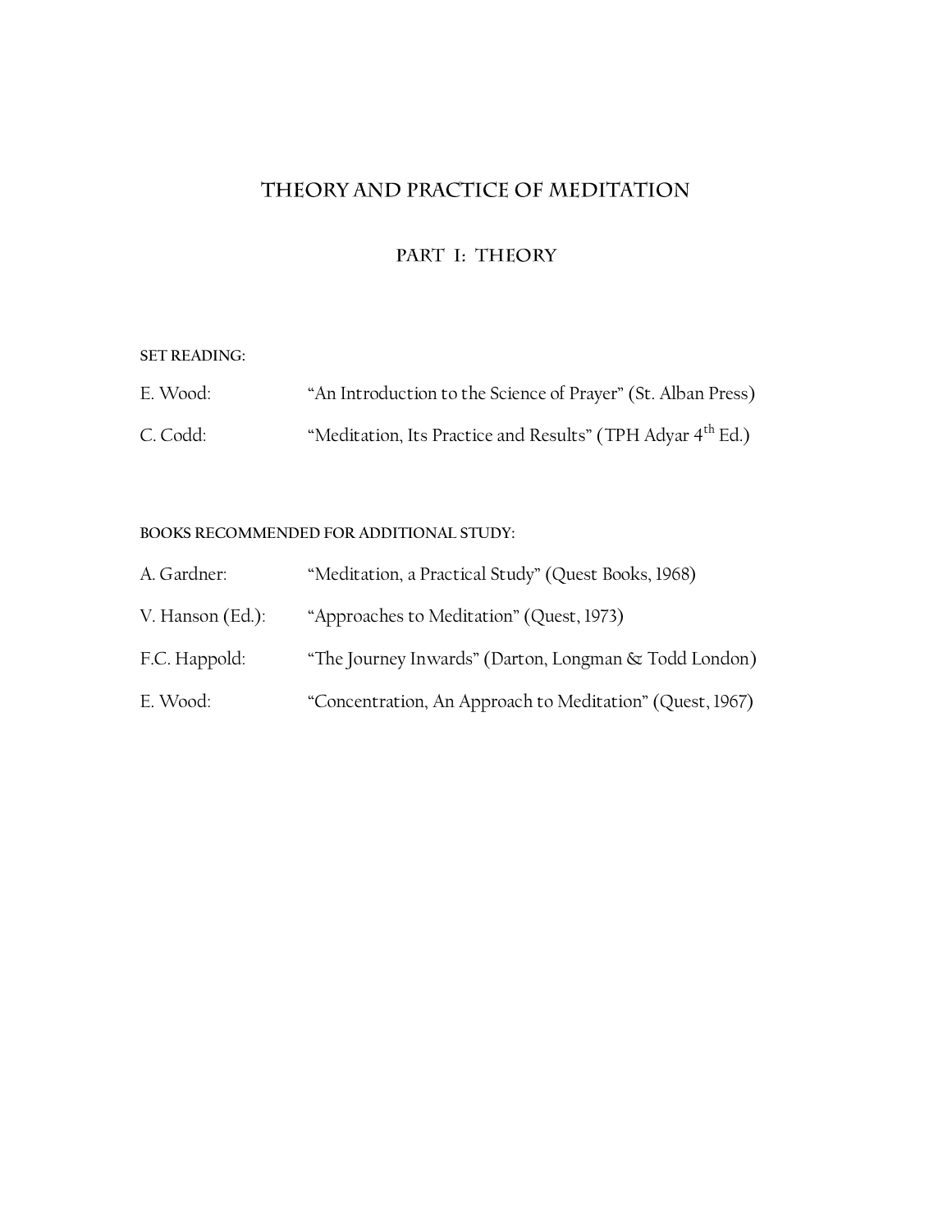# THEORY AND PRACTICE OF MEDITATION

## PART I: THEORY

**SET READING:**

E. Wood: “An Introduction to the Science of Prayer” (St. Alban Press)

C. Codd: “Meditation, Its Practice and Results” (TPH Adyar 4th Ed.)

**BOOKS RECOMMENDED FOR ADDITIONAL STUDY:**

A. Gardner: “Meditation, a Practical Study” (Quest Books, 1968)

V. Hanson (Ed.): “Approaches to Meditation” (Quest, 1973)

F.C. Happold: “The Journey Inwards” (Darton, Longman & Todd London)

E. Wood: “Concentration, An Approach to Meditation” (Quest, 1967)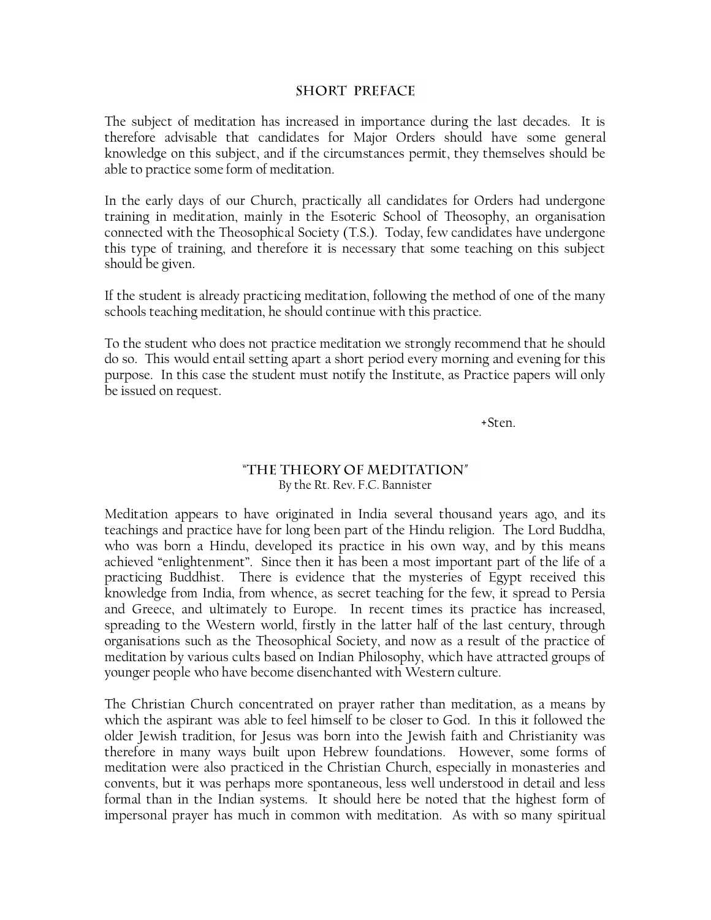## SHORT PREFACE

The subject of meditation has increased in importance during the last decades. It is therefore advisable that candidates for Major Orders should have some general knowledge on this subject, and if the circumstances permit, they themselves should be able to practice some form of meditation.

In the early days of our Church, practically all candidates for Orders had undergone training in meditation, mainly in the Esoteric School of Theosophy, an organisation connected with the Theosophical Society (T.S.). Today, few candidates have undergone this type of training, and therefore it is necessary that some teaching on this subject should be given.

If the student is already practicing meditation, following the method of one of the many schools teaching meditation, he should continue with this practice.

To the student who does not practice meditation we strongly recommend that he should do so. This would entail setting apart a short period every morning and evening for this purpose. In this case the student must notify the Institute, as Practice papers will only be issued on request.

+Sten.

## "THE THEORY OF MEDITATION"

By the Rt. Rev. F.C. Bannister

Meditation appears to have originated in India several thousand years ago, and its teachings and practice have for long been part of the Hindu religion. The Lord Buddha, who was born a Hindu, developed its practice in his own way, and by this means achieved "enlightenment". Since then it has been a most important part of the life of a practicing Buddhist. There is evidence that the mysteries of Egypt received this knowledge from India, from whence, as secret teaching for the few, it spread to Persia and Greece, and ultimately to Europe. In recent times its practice has increased, spreading to the Western world, firstly in the latter half of the last century, through organisations such as the Theosophical Society, and now as a result of the practice of meditation by various cults based on Indian Philosophy, which have attracted groups of younger people who have become disenchanted with Western culture.

The Christian Church concentrated on prayer rather than meditation, as a means by which the aspirant was able to feel himself to be closer to God. In this it followed the older Jewish tradition, for Jesus was born into the Jewish faith and Christianity was therefore in many ways built upon Hebrew foundations. However, some forms of meditation were also practiced in the Christian Church, especially in monasteries and convents, but it was perhaps more spontaneous, less well understood in detail and less formal than in the Indian systems. It should here be noted that the highest form of impersonal prayer has much in common with meditation. As with so many spiritual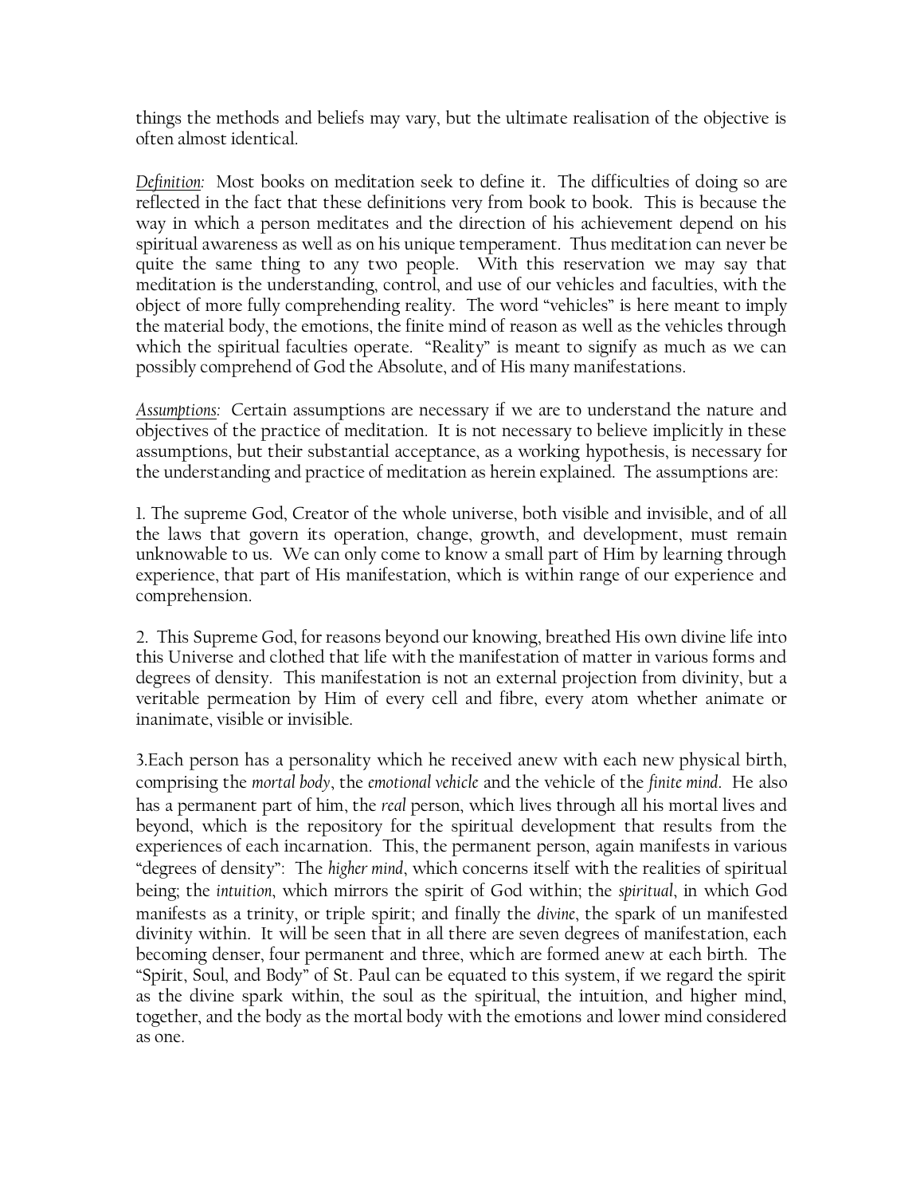things the methods and beliefs may vary, but the ultimate realisation of the objective is often almost identical.

*Definition:* Most books on meditation seek to define it. The difficulties of doing so are reflected in the fact that these definitions very from book to book. This is because the way in which a person meditates and the direction of his achievement depend on his spiritual awareness as well as on his unique temperament. Thus meditation can never be quite the same thing to any two people. With this reservation we may say that meditation is the understanding, control, and use of our vehicles and faculties, with the object of more fully comprehending reality. The word "vehicles" is here meant to imply the material body, the emotions, the finite mind of reason as well as the vehicles through which the spiritual faculties operate. "Reality" is meant to signify as much as we can possibly comprehend of God the Absolute, and of His many manifestations.

*Assumptions:* Certain assumptions are necessary if we are to understand the nature and objectives of the practice of meditation. It is not necessary to believe implicitly in these assumptions, but their substantial acceptance, as a working hypothesis, is necessary for the understanding and practice of meditation as herein explained. The assumptions are:

1. The supreme God, Creator of the whole universe, both visible and invisible, and of all the laws that govern its operation, change, growth, and development, must remain unknowable to us. We can only come to know a small part of Him by learning through experience, that part of His manifestation, which is within range of our experience and comprehension.

2. This Supreme God, for reasons beyond our knowing, breathed His own divine life into this Universe and clothed that life with the manifestation of matter in various forms and degrees of density. This manifestation is not an external projection from divinity, but a veritable permeation by Him of every cell and fibre, every atom whether animate or inanimate, visible or invisible.

3.Each person has a personality which he received anew with each new physical birth, comprising the *mortal body*, the *emotional vehicle* and the vehicle of the *finite mind*. He also has a permanent part of him, the *real* person, which lives through all his mortal lives and beyond, which is the repository for the spiritual development that results from the experiences of each incarnation. This, the permanent person, again manifests in various "degrees of density": The *higher mind*, which concerns itself with the realities of spiritual being; the *intuition*, which mirrors the spirit of God within; the *spiritual*, in which God manifests as a trinity, or triple spirit; and finally the *divine*, the spark of un manifested divinity within. It will be seen that in all there are seven degrees of manifestation, each becoming denser, four permanent and three, which are formed anew at each birth. The "Spirit, Soul, and Body" of St. Paul can be equated to this system, if we regard the spirit as the divine spark within, the soul as the spiritual, the intuition, and higher mind, together, and the body as the mortal body with the emotions and lower mind considered as one.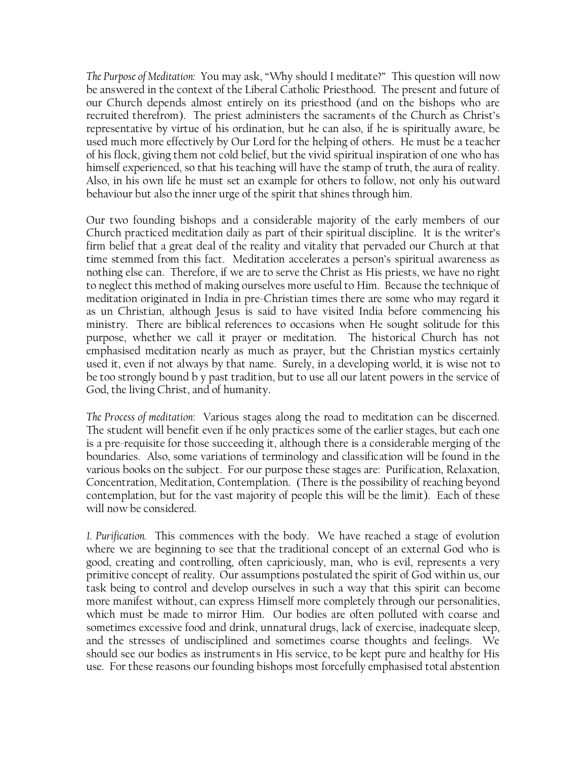*The Purpose of Meditation:* You may ask, "Why should I meditate?" This question will now be answered in the context of the Liberal Catholic Priesthood. The present and future of our Church depends almost entirely on its priesthood (and on the bishops who are recruited therefrom). The priest administers the sacraments of the Church as Christ's representative by virtue of his ordination, but he can also, if he is spiritually aware, be used much more effectively by Our Lord for the helping of others. He must be a teacher of his flock, giving them not cold belief, but the vivid spiritual inspiration of one who has himself experienced, so that his teaching will have the stamp of truth, the aura of reality. Also, in his own life he must set an example for others to follow, not only his outward behaviour but also the inner urge of the spirit that shines through him.

Our two founding bishops and a considerable majority of the early members of our Church practiced meditation daily as part of their spiritual discipline. It is the writer's firm belief that a great deal of the reality and vitality that pervaded our Church at that time stemmed from this fact. Meditation accelerates a person's spiritual awareness as nothing else can. Therefore, if we are to serve the Christ as His priests, we have no right to neglect this method of making ourselves more useful to Him. Because the technique of meditation originated in India in pre-Christian times there are some who may regard it as un Christian, although Jesus is said to have visited India before commencing his ministry. There are biblical references to occasions when He sought solitude for this purpose, whether we call it prayer or meditation. The historical Church has not emphasised meditation nearly as much as prayer, but the Christian mystics certainly used it, even if not always by that name. Surely, in a developing world, it is wise not to be too strongly bound b y past tradition, but to use all our latent powers in the service of God, the living Christ, and of humanity.

*The Process of meditation*: Various stages along the road to meditation can be discerned. The student will benefit even if he only practices some of the earlier stages, but each one is a pre-requisite for those succeeding it, although there is a considerable merging of the boundaries. Also, some variations of terminology and classification will be found in the various books on the subject. For our purpose these stages are: Purification, Relaxation, Concentration, Meditation, Contemplation. (There is the possibility of reaching beyond contemplation, but for the vast majority of people this will be the limit). Each of these will now be considered.

*1. Purification.* This commences with the body. We have reached a stage of evolution where we are beginning to see that the traditional concept of an external God who is good, creating and controlling, often capriciously, man, who is evil, represents a very primitive concept of reality. Our assumptions postulated the spirit of God within us, our task being to control and develop ourselves in such a way that this spirit can become more manifest without, can express Himself more completely through our personalities, which must be made to mirror Him. Our bodies are often polluted with coarse and sometimes excessive food and drink, unnatural drugs, lack of exercise, inadequate sleep, and the stresses of undisciplined and sometimes coarse thoughts and feelings. We should see our bodies as instruments in His service, to be kept pure and healthy for His use. For these reasons our founding bishops most forcefully emphasised total abstention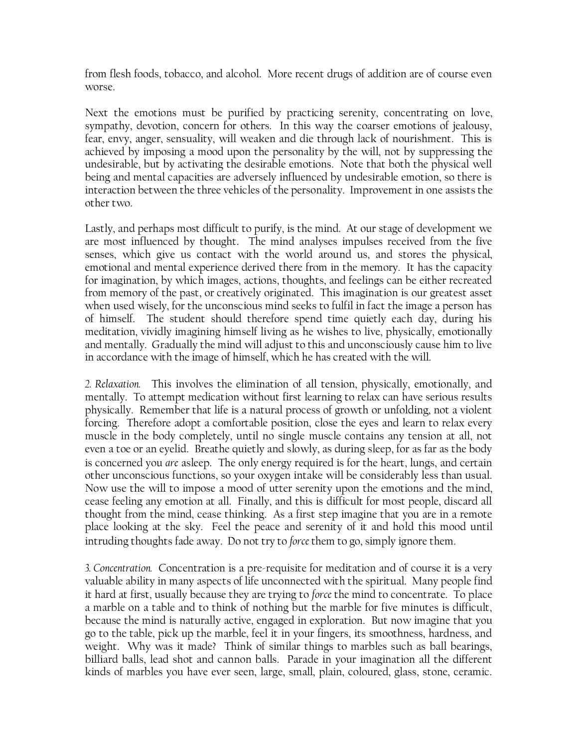from flesh foods, tobacco, and alcohol. More recent drugs of addition are of course even worse.

Next the emotions must be purified by practicing serenity, concentrating on love, sympathy, devotion, concern for others. In this way the coarser emotions of jealousy, fear, envy, anger, sensuality, will weaken and die through lack of nourishment. This is achieved by imposing a mood upon the personality by the will, not by suppressing the undesirable, but by activating the desirable emotions. Note that both the physical well being and mental capacities are adversely influenced by undesirable emotion, so there is interaction between the three vehicles of the personality. Improvement in one assists the other two.

Lastly, and perhaps most difficult to purify, is the mind. At our stage of development we are most influenced by thought. The mind analyses impulses received from the five senses, which give us contact with the world around us, and stores the physical, emotional and mental experience derived there from in the memory. It has the capacity for imagination, by which images, actions, thoughts, and feelings can be either recreated from memory of the past, or creatively originated. This imagination is our greatest asset when used wisely, for the unconscious mind seeks to fulfil in fact the image a person has of himself. The student should therefore spend time quietly each day, during his meditation, vividly imagining himself living as he wishes to live, physically, emotionally and mentally. Gradually the mind will adjust to this and unconsciously cause him to live in accordance with the image of himself, which he has created with the will.

*2. Relaxation.* This involves the elimination of all tension, physically, emotionally, and mentally. To attempt medication without first learning to relax can have serious results physically. Remember that life is a natural process of growth or unfolding, not a violent forcing. Therefore adopt a comfortable position, close the eyes and learn to relax every muscle in the body completely, until no single muscle contains any tension at all, not even a toe or an eyelid. Breathe quietly and slowly, as during sleep, for as far as the body is concerned you *are* asleep. The only energy required is for the heart, lungs, and certain other unconscious functions, so your oxygen intake will be considerably less than usual. Now use the will to impose a mood of utter serenity upon the emotions and the mind, cease feeling any emotion at all. Finally, and this is difficult for most people, discard all thought from the mind, cease thinking. As a first step imagine that you are in a remote place looking at the sky. Feel the peace and serenity of it and hold this mood until intruding thoughts fade away. Do not try to *force* them to go, simply ignore them.

*3. Concentration.* Concentration is a pre-requisite for meditation and of course it is a very valuable ability in many aspects of life unconnected with the spiritual. Many people find it hard at first, usually because they are trying to *force* the mind to concentrate. To place a marble on a table and to think of nothing but the marble for five minutes is difficult, because the mind is naturally active, engaged in exploration. But now imagine that you go to the table, pick up the marble, feel it in your fingers, its smoothness, hardness, and weight. Why was it made? Think of similar things to marbles such as ball bearings, billiard balls, lead shot and cannon balls. Parade in your imagination all the different kinds of marbles you have ever seen, large, small, plain, coloured, glass, stone, ceramic.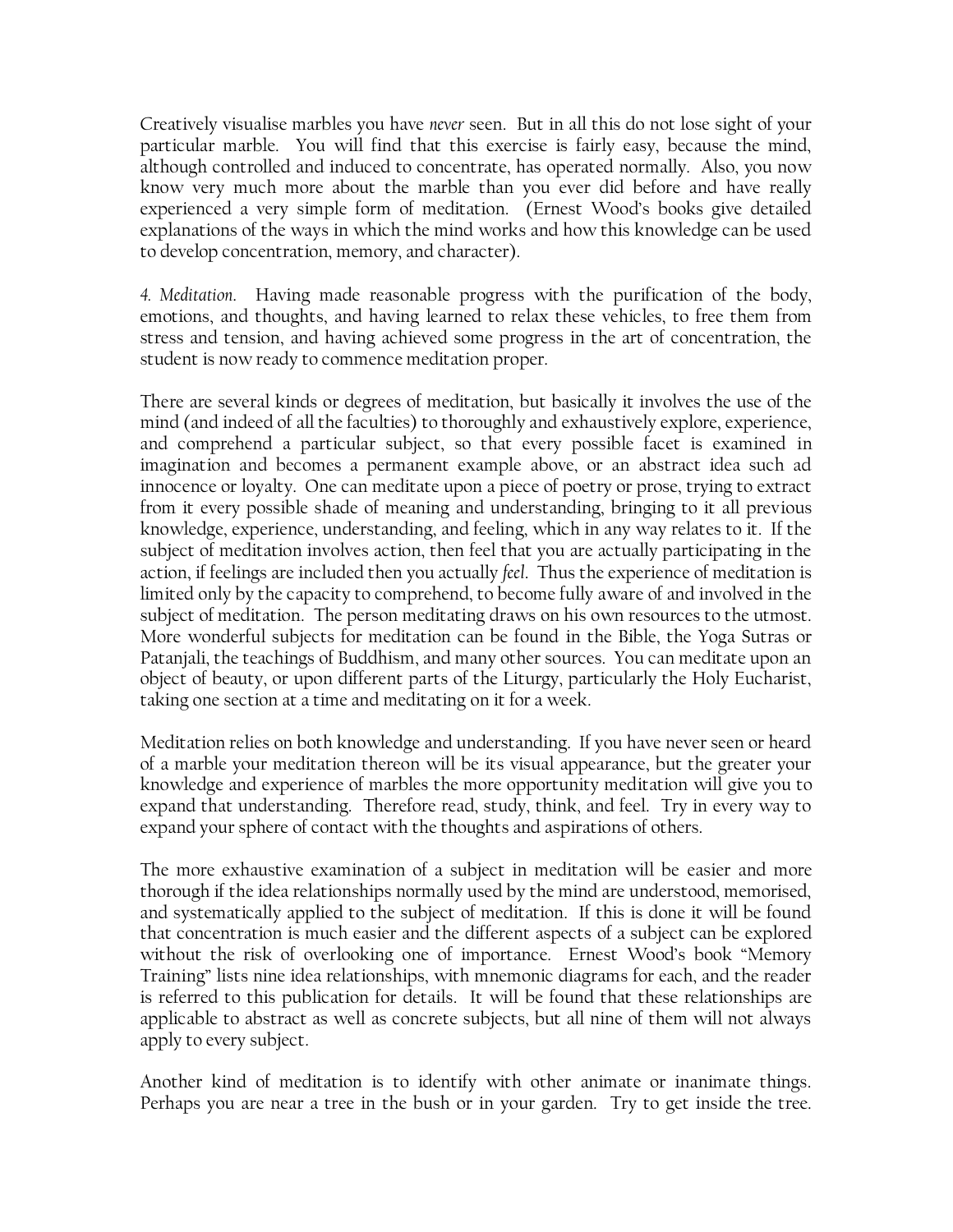Creatively visualise marbles you have *never* seen. But in all this do not lose sight of your particular marble. You will find that this exercise is fairly easy, because the mind, although controlled and induced to concentrate, has operated normally. Also, you now know very much more about the marble than you ever did before and have really experienced a very simple form of meditation. (Ernest Wood's books give detailed explanations of the ways in which the mind works and how this knowledge can be used to develop concentration, memory, and character).

*4. Meditation.* Having made reasonable progress with the purification of the body, emotions, and thoughts, and having learned to relax these vehicles, to free them from stress and tension, and having achieved some progress in the art of concentration, the student is now ready to commence meditation proper.

There are several kinds or degrees of meditation, but basically it involves the use of the mind (and indeed of all the faculties) to thoroughly and exhaustively explore, experience, and comprehend a particular subject, so that every possible facet is examined in imagination and becomes a permanent example above, or an abstract idea such ad innocence or loyalty. One can meditate upon a piece of poetry or prose, trying to extract from it every possible shade of meaning and understanding, bringing to it all previous knowledge, experience, understanding, and feeling, which in any way relates to it. If the subject of meditation involves action, then feel that you are actually participating in the action, if feelings are included then you actually *feel*. Thus the experience of meditation is limited only by the capacity to comprehend, to become fully aware of and involved in the subject of meditation. The person meditating draws on his own resources to the utmost. More wonderful subjects for meditation can be found in the Bible, the Yoga Sutras or Patanjali, the teachings of Buddhism, and many other sources. You can meditate upon an object of beauty, or upon different parts of the Liturgy, particularly the Holy Eucharist, taking one section at a time and meditating on it for a week.

Meditation relies on both knowledge and understanding. If you have never seen or heard of a marble your meditation thereon will be its visual appearance, but the greater your knowledge and experience of marbles the more opportunity meditation will give you to expand that understanding. Therefore read, study, think, and feel. Try in every way to expand your sphere of contact with the thoughts and aspirations of others.

The more exhaustive examination of a subject in meditation will be easier and more thorough if the idea relationships normally used by the mind are understood, memorised, and systematically applied to the subject of meditation. If this is done it will be found that concentration is much easier and the different aspects of a subject can be explored without the risk of overlooking one of importance. Ernest Wood's book "Memory Training" lists nine idea relationships, with mnemonic diagrams for each, and the reader is referred to this publication for details. It will be found that these relationships are applicable to abstract as well as concrete subjects, but all nine of them will not always apply to every subject.

Another kind of meditation is to identify with other animate or inanimate things. Perhaps you are near a tree in the bush or in your garden. Try to get inside the tree.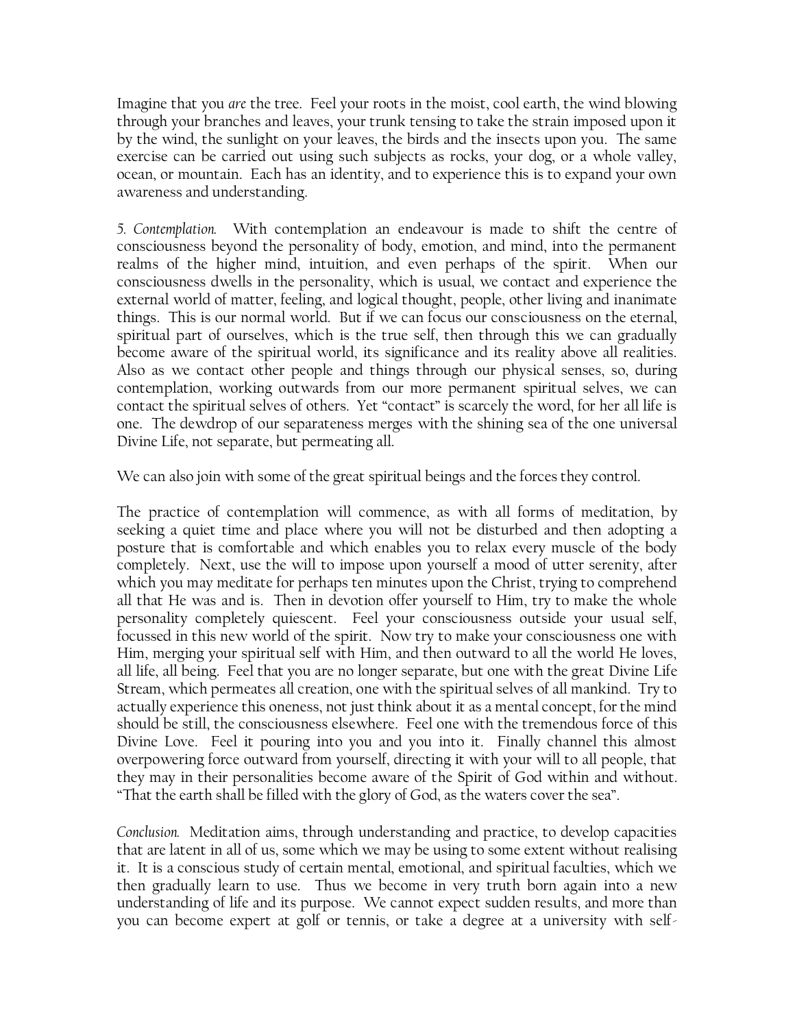Imagine that you *are* the tree. Feel your roots in the moist, cool earth, the wind blowing through your branches and leaves, your trunk tensing to take the strain imposed upon it by the wind, the sunlight on your leaves, the birds and the insects upon you. The same exercise can be carried out using such subjects as rocks, your dog, or a whole valley, ocean, or mountain. Each has an identity, and to experience this is to expand your own awareness and understanding.

*5. Contemplation.* With contemplation an endeavour is made to shift the centre of consciousness beyond the personality of body, emotion, and mind, into the permanent realms of the higher mind, intuition, and even perhaps of the spirit. When our consciousness dwells in the personality, which is usual, we contact and experience the external world of matter, feeling, and logical thought, people, other living and inanimate things. This is our normal world. But if we can focus our consciousness on the eternal, spiritual part of ourselves, which is the true self, then through this we can gradually become aware of the spiritual world, its significance and its reality above all realities. Also as we contact other people and things through our physical senses, so, during contemplation, working outwards from our more permanent spiritual selves, we can contact the spiritual selves of others. Yet "contact" is scarcely the word, for her all life is one. The dewdrop of our separateness merges with the shining sea of the one universal Divine Life, not separate, but permeating all.

We can also join with some of the great spiritual beings and the forces they control.

The practice of contemplation will commence, as with all forms of meditation, by seeking a quiet time and place where you will not be disturbed and then adopting a posture that is comfortable and which enables you to relax every muscle of the body completely. Next, use the will to impose upon yourself a mood of utter serenity, after which you may meditate for perhaps ten minutes upon the Christ, trying to comprehend all that He was and is. Then in devotion offer yourself to Him, try to make the whole personality completely quiescent. Feel your consciousness outside your usual self, focussed in this new world of the spirit. Now try to make your consciousness one with Him, merging your spiritual self with Him, and then outward to all the world He loves, all life, all being. Feel that you are no longer separate, but one with the great Divine Life Stream, which permeates all creation, one with the spiritual selves of all mankind. Try to actually experience this oneness, not just think about it as a mental concept, for the mind should be still, the consciousness elsewhere. Feel one with the tremendous force of this Divine Love. Feel it pouring into you and you into it. Finally channel this almost overpowering force outward from yourself, directing it with your will to all people, that they may in their personalities become aware of the Spirit of God within and without. "That the earth shall be filled with the glory of God, as the waters cover the sea".

*Conclusion.* Meditation aims, through understanding and practice, to develop capacities that are latent in all of us, some which we may be using to some extent without realising it. It is a conscious study of certain mental, emotional, and spiritual faculties, which we then gradually learn to use. Thus we become in very truth born again into a new understanding of life and its purpose. We cannot expect sudden results, and more than you can become expert at golf or tennis, or take a degree at a university with self-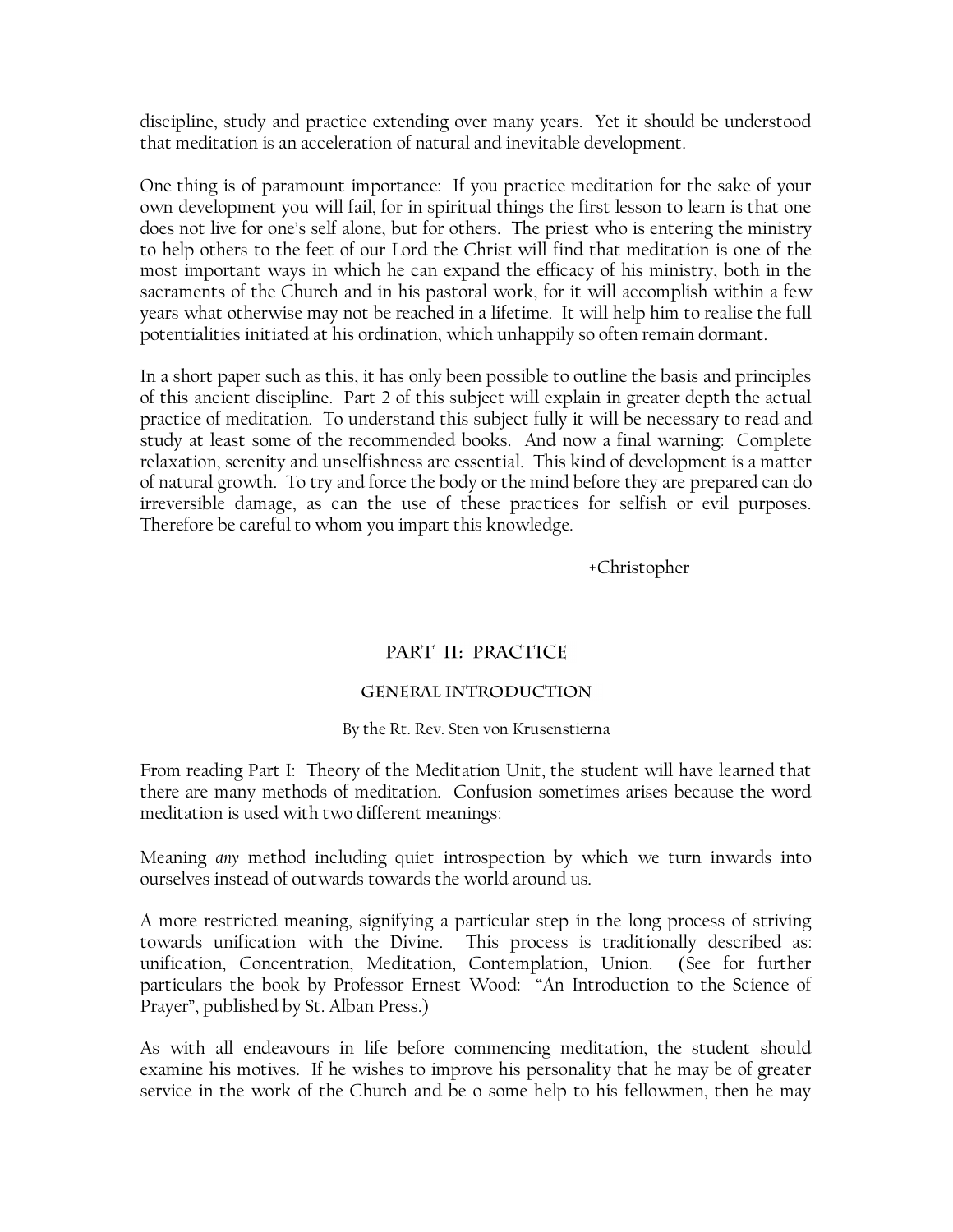discipline, study and practice extending over many years. Yet it should be understood that meditation is an acceleration of natural and inevitable development.

One thing is of paramount importance: If you practice meditation for the sake of your own development you will fail, for in spiritual things the first lesson to learn is that one does not live for one's self alone, but for others. The priest who is entering the ministry to help others to the feet of our Lord the Christ will find that meditation is one of the most important ways in which he can expand the efficacy of his ministry, both in the sacraments of the Church and in his pastoral work, for it will accomplish within a few years what otherwise may not be reached in a lifetime. It will help him to realise the full potentialities initiated at his ordination, which unhappily so often remain dormant.

In a short paper such as this, it has only been possible to outline the basis and principles of this ancient discipline. Part 2 of this subject will explain in greater depth the actual practice of meditation. To understand this subject fully it will be necessary to read and study at least some of the recommended books. And now a final warning: Complete relaxation, serenity and unselfishness are essential. This kind of development is a matter of natural growth. To try and force the body or the mind before they are prepared can do irreversible damage, as can the use of these practices for selfish or evil purposes. Therefore be careful to whom you impart this knowledge.

+Christopher

## PART II: PRACTICE

### GENERAL INTRODUCTION

By the Rt. Rev. Sten von Krusenstierna

From reading Part I: Theory of the Meditation Unit, the student will have learned that there are many methods of meditation. Confusion sometimes arises because the word meditation is used with two different meanings:

Meaning *any* method including quiet introspection by which we turn inwards into ourselves instead of outwards towards the world around us.

A more restricted meaning, signifying a particular step in the long process of striving towards unification with the Divine. This process is traditionally described as: unification, Concentration, Meditation, Contemplation, Union. (See for further particulars the book by Professor Ernest Wood: "An Introduction to the Science of Prayer", published by St. Alban Press.)

As with all endeavours in life before commencing meditation, the student should examine his motives. If he wishes to improve his personality that he may be of greater service in the work of the Church and be o some help to his fellowmen, then he may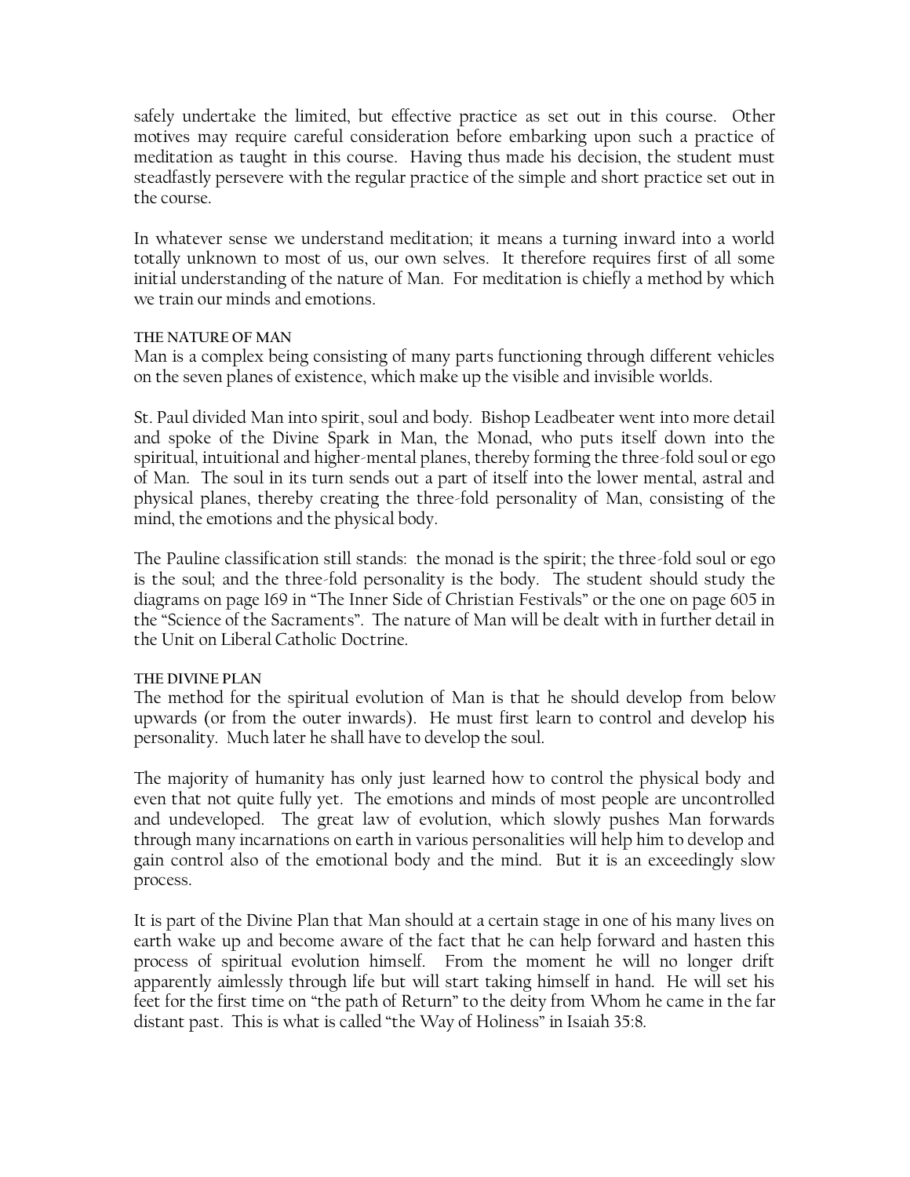safely undertake the limited, but effective practice as set out in this course. Other motives may require careful consideration before embarking upon such a practice of meditation as taught in this course. Having thus made his decision, the student must steadfastly persevere with the regular practice of the simple and short practice set out in the course.

In whatever sense we understand meditation; it means a turning inward into a world totally unknown to most of us, our own selves. It therefore requires first of all some initial understanding of the nature of Man. For meditation is chiefly a method by which we train our minds and emotions.

#### THE NATURE OF MAN

Man is a complex being consisting of many parts functioning through different vehicles on the seven planes of existence, which make up the visible and invisible worlds.

St. Paul divided Man into spirit, soul and body. Bishop Leadbeater went into more detail and spoke of the Divine Spark in Man, the Monad, who puts itself down into the spiritual, intuitional and higher-mental planes, thereby forming the three-fold soul or ego of Man. The soul in its turn sends out a part of itself into the lower mental, astral and physical planes, thereby creating the three-fold personality of Man, consisting of the mind, the emotions and the physical body.

The Pauline classification still stands: the monad is the spirit; the three-fold soul or ego is the soul; and the three-fold personality is the body. The student should study the diagrams on page 169 in "The Inner Side of Christian Festivals" or the one on page 605 in the "Science of the Sacraments". The nature of Man will be dealt with in further detail in the Unit on Liberal Catholic Doctrine.

#### THE DIVINE PLAN

The method for the spiritual evolution of Man is that he should develop from below upwards (or from the outer inwards). He must first learn to control and develop his personality. Much later he shall have to develop the soul.

The majority of humanity has only just learned how to control the physical body and even that not quite fully yet. The emotions and minds of most people are uncontrolled and undeveloped. The great law of evolution, which slowly pushes Man forwards through many incarnations on earth in various personalities will help him to develop and gain control also of the emotional body and the mind. But it is an exceedingly slow process.

It is part of the Divine Plan that Man should at a certain stage in one of his many lives on earth wake up and become aware of the fact that he can help forward and hasten this process of spiritual evolution himself. From the moment he will no longer drift apparently aimlessly through life but will start taking himself in hand. He will set his feet for the first time on "the path of Return" to the deity from Whom he came in the far distant past. This is what is called "the Way of Holiness" in Isaiah 35:8.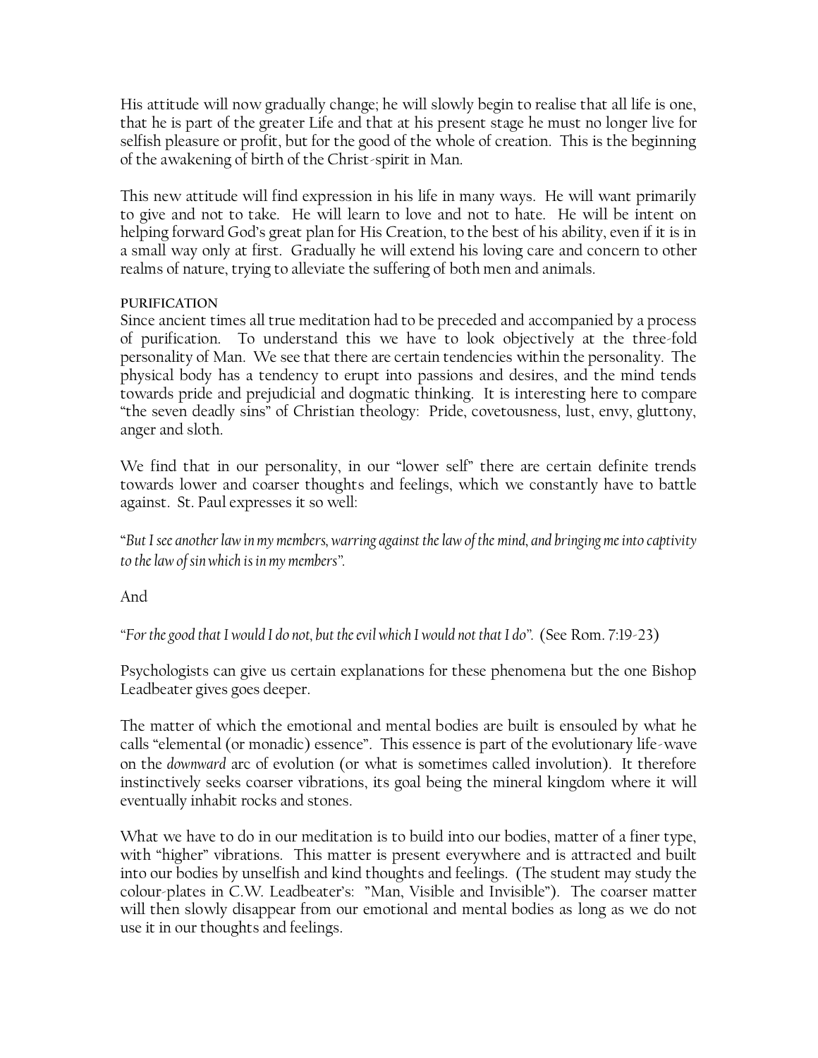His attitude will now gradually change; he will slowly begin to realise that all life is one, that he is part of the greater Life and that at his present stage he must no longer live for selfish pleasure or profit, but for the good of the whole of creation. This is the beginning of the awakening of birth of the Christ-spirit in Man.

This new attitude will find expression in his life in many ways. He will want primarily to give and not to take. He will learn to love and not to hate. He will be intent on helping forward God's great plan for His Creation, to the best of his ability, even if it is in a small way only at first. Gradually he will extend his loving care and concern to other realms of nature, trying to alleviate the suffering of both men and animals.

**PURIFICATION**

Since ancient times all true meditation had to be preceded and accompanied by a process of purification. To understand this we have to look objectively at the three-fold personality of Man. We see that there are certain tendencies within the personality. The physical body has a tendency to erupt into passions and desires, and the mind tends towards pride and prejudicial and dogmatic thinking. It is interesting here to compare "the seven deadly sins" of Christian theology: Pride, covetousness, lust, envy, gluttony, anger and sloth.

We find that in our personality, in our "lower self" there are certain definite trends towards lower and coarser thoughts and feelings, which we constantly have to battle against. St. Paul expresses it so well:

"*But I see another law in my members, warring against the law of the mind, and bringing me into captivity to the law of sin which is in my members*".

And

"*For the good that I would I do not, but the evil which I would not that I do*". (See Rom. 7:19-23)

Psychologists can give us certain explanations for these phenomena but the one Bishop Leadbeater gives goes deeper.

The matter of which the emotional and mental bodies are built is ensouled by what he calls "elemental (or monadic) essence". This essence is part of the evolutionary life-wave on the *downward* arc of evolution (or what is sometimes called involution). It therefore instinctively seeks coarser vibrations, its goal being the mineral kingdom where it will eventually inhabit rocks and stones.

What we have to do in our meditation is to build into our bodies, matter of a finer type, with "higher" vibrations. This matter is present everywhere and is attracted and built into our bodies by unselfish and kind thoughts and feelings. (The student may study the colour-plates in C.W. Leadbeater's: "Man, Visible and Invisible"). The coarser matter will then slowly disappear from our emotional and mental bodies as long as we do not use it in our thoughts and feelings.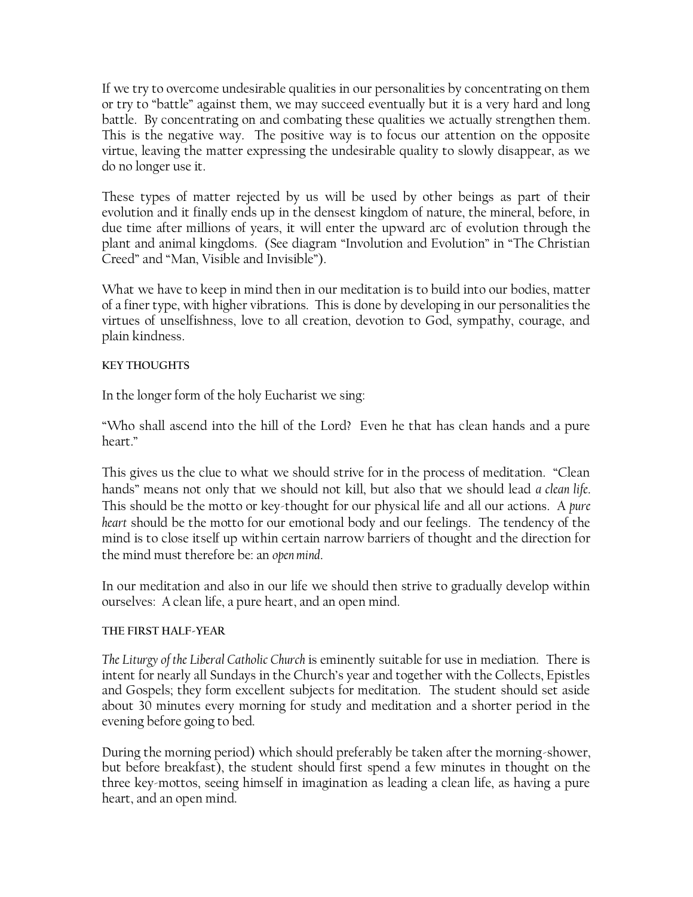If we try to overcome undesirable qualities in our personalities by concentrating on them or try to "battle" against them, we may succeed eventually but it is a very hard and long battle. By concentrating on and combating these qualities we actually strengthen them. This is the negative way. The positive way is to focus our attention on the opposite virtue, leaving the matter expressing the undesirable quality to slowly disappear, as we do no longer use it.

These types of matter rejected by us will be used by other beings as part of their evolution and it finally ends up in the densest kingdom of nature, the mineral, before, in due time after millions of years, it will enter the upward arc of evolution through the plant and animal kingdoms. (See diagram "Involution and Evolution" in "The Christian Creed" and "Man, Visible and Invisible").

What we have to keep in mind then in our meditation is to build into our bodies, matter of a finer type, with higher vibrations. This is done by developing in our personalities the virtues of unselfishness, love to all creation, devotion to God, sympathy, courage, and plain kindness.

#### KEY THOUGHTS

In the longer form of the holy Eucharist we sing:

"Who shall ascend into the hill of the Lord? Even he that has clean hands and a pure heart."

This gives us the clue to what we should strive for in the process of meditation. "Clean hands" means not only that we should not kill, but also that we should lead *a clean life*. This should be the motto or key-thought for our physical life and all our actions. A *pure heart* should be the motto for our emotional body and our feelings. The tendency of the mind is to close itself up within certain narrow barriers of thought and the direction for the mind must therefore be: an *open mind*.

In our meditation and also in our life we should then strive to gradually develop within ourselves: A clean life, a pure heart, and an open mind.

#### THE FIRST HALF-YEAR

*The Liturgy of the Liberal Catholic Church* is eminently suitable for use in mediation. There is intent for nearly all Sundays in the Church's year and together with the Collects, Epistles and Gospels; they form excellent subjects for meditation. The student should set aside about 30 minutes every morning for study and meditation and a shorter period in the evening before going to bed.

During the morning period) which should preferably be taken after the morning-shower, but before breakfast), the student should first spend a few minutes in thought on the three key-mottos, seeing himself in imagination as leading a clean life, as having a pure heart, and an open mind.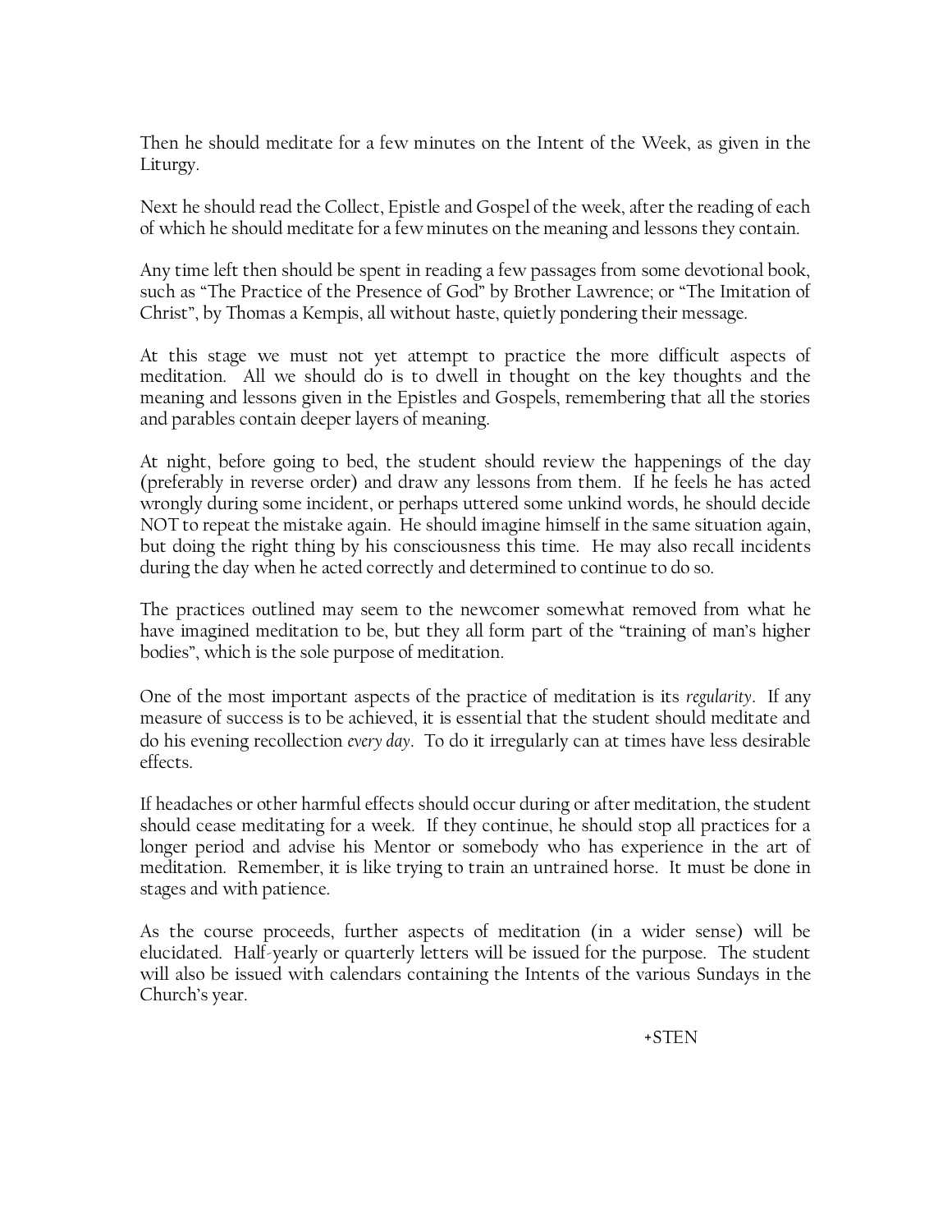Then he should meditate for a few minutes on the Intent of the Week, as given in the Liturgy.

Next he should read the Collect, Epistle and Gospel of the week, after the reading of each of which he should meditate for a few minutes on the meaning and lessons they contain.

Any time left then should be spent in reading a few passages from some devotional book, such as "The Practice of the Presence of God" by Brother Lawrence; or "The Imitation of Christ", by Thomas a Kempis, all without haste, quietly pondering their message.

At this stage we must not yet attempt to practice the more difficult aspects of meditation. All we should do is to dwell in thought on the key thoughts and the meaning and lessons given in the Epistles and Gospels, remembering that all the stories and parables contain deeper layers of meaning.

At night, before going to bed, the student should review the happenings of the day (preferably in reverse order) and draw any lessons from them. If he feels he has acted wrongly during some incident, or perhaps uttered some unkind words, he should decide NOT to repeat the mistake again. He should imagine himself in the same situation again, but doing the right thing by his consciousness this time. He may also recall incidents during the day when he acted correctly and determined to continue to do so.

The practices outlined may seem to the newcomer somewhat removed from what he have imagined meditation to be, but they all form part of the "training of man's higher bodies", which is the sole purpose of meditation.

One of the most important aspects of the practice of meditation is its *regularity*. If any measure of success is to be achieved, it is essential that the student should meditate and do his evening recollection *every day*. To do it irregularly can at times have less desirable effects.

If headaches or other harmful effects should occur during or after meditation, the student should cease meditating for a week. If they continue, he should stop all practices for a longer period and advise his Mentor or somebody who has experience in the art of meditation. Remember, it is like trying to train an untrained horse. It must be done in stages and with patience.

As the course proceeds, further aspects of meditation (in a wider sense) will be elucidated. Half-yearly or quarterly letters will be issued for the purpose. The student will also be issued with calendars containing the Intents of the various Sundays in the Church's year.

+STEN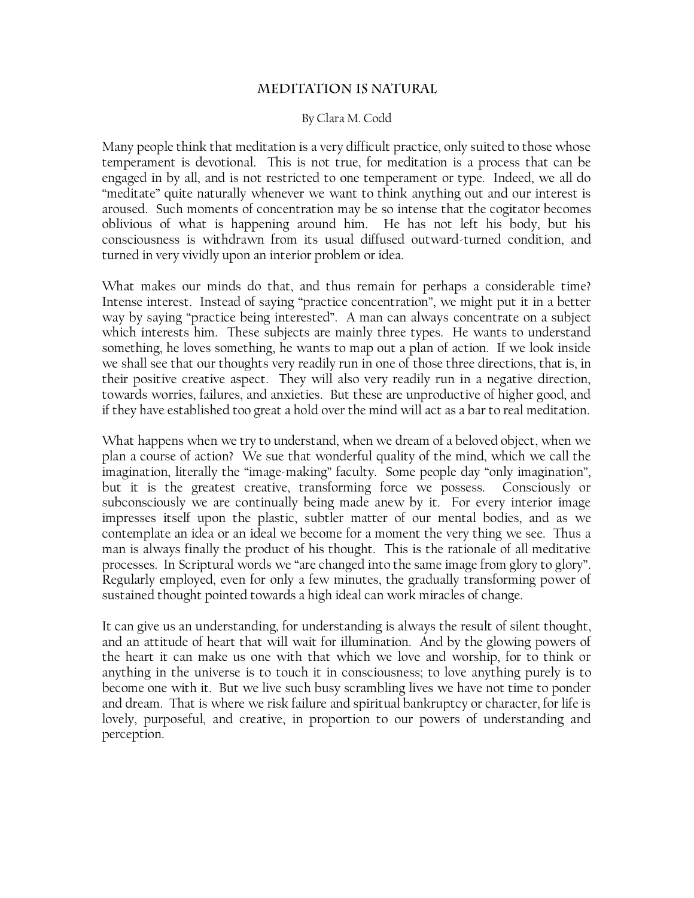# Meditation is Natural

By Clara M. Codd

Many people think that meditation is a very difficult practice, only suited to those whose temperament is devotional. This is not true, for meditation is a process that can be engaged in by all, and is not restricted to one temperament or type. Indeed, we all do "meditate" quite naturally whenever we want to think anything out and our interest is aroused. Such moments of concentration may be so intense that the cogitator becomes oblivious of what is happening around him. He has not left his body, but his consciousness is withdrawn from its usual diffused outward-turned condition, and turned in very vividly upon an interior problem or idea.

What makes our minds do that, and thus remain for perhaps a considerable time? Intense interest. Instead of saying "practice concentration", we might put it in a better way by saying "practice being interested". A man can always concentrate on a subject which interests him. These subjects are mainly three types. He wants to understand something, he loves something, he wants to map out a plan of action. If we look inside we shall see that our thoughts very readily run in one of those three directions, that is, in their positive creative aspect. They will also very readily run in a negative direction, towards worries, failures, and anxieties. But these are unproductive of higher good, and if they have established too great a hold over the mind will act as a bar to real meditation.

What happens when we try to understand, when we dream of a beloved object, when we plan a course of action? We sue that wonderful quality of the mind, which we call the imagination, literally the "image-making" faculty. Some people day "only imagination", but it is the greatest creative, transforming force we possess. Consciously or subconsciously we are continually being made anew by it. For every interior image impresses itself upon the plastic, subtler matter of our mental bodies, and as we contemplate an idea or an ideal we become for a moment the very thing we see. Thus a man is always finally the product of his thought. This is the rationale of all meditative processes. In Scriptural words we "are changed into the same image from glory to glory". Regularly employed, even for only a few minutes, the gradually transforming power of sustained thought pointed towards a high ideal can work miracles of change.

It can give us an understanding, for understanding is always the result of silent thought, and an attitude of heart that will wait for illumination. And by the glowing powers of the heart it can make us one with that which we love and worship, for to think or anything in the universe is to touch it in consciousness; to love anything purely is to become one with it. But we live such busy scrambling lives we have not time to ponder and dream. That is where we risk failure and spiritual bankruptcy or character, for life is lovely, purposeful, and creative, in proportion to our powers of understanding and perception.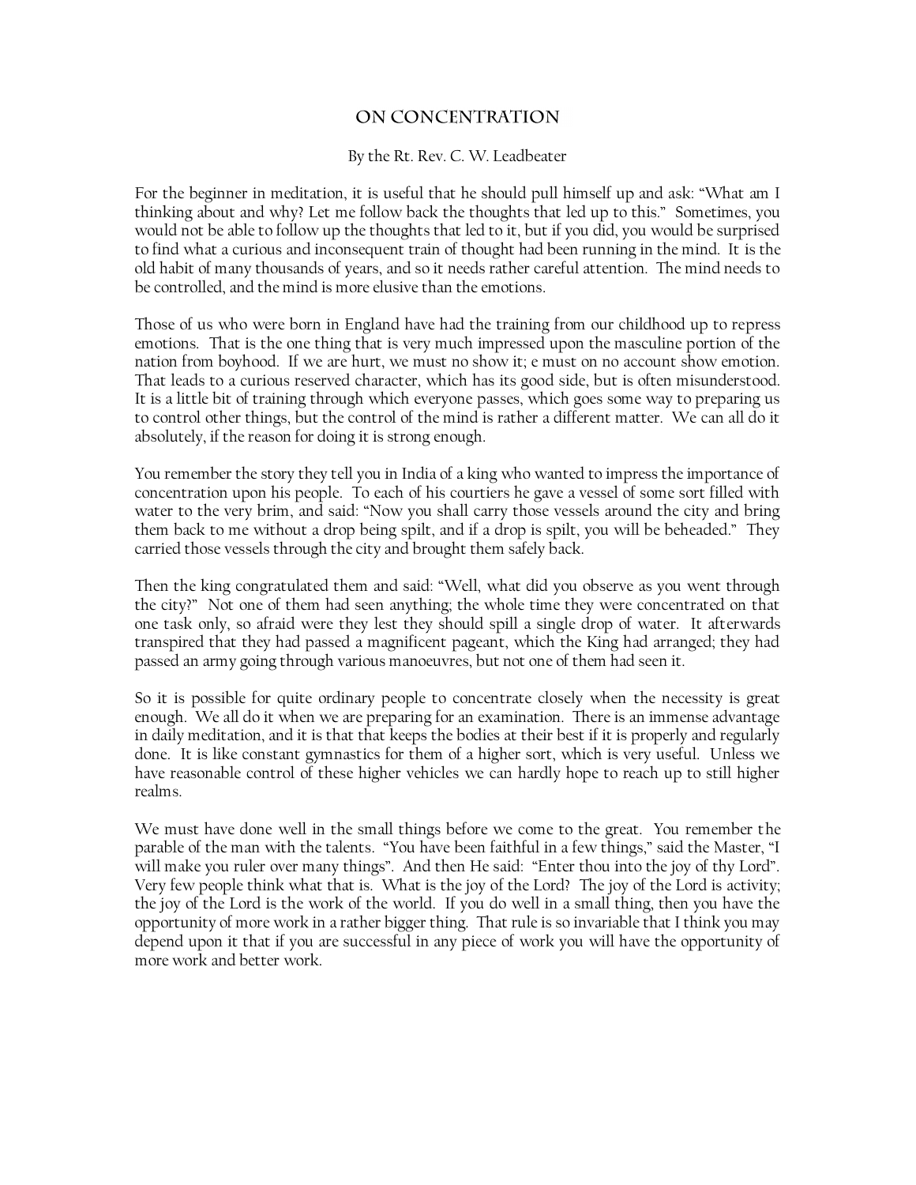## ON CONCENTRATION

By the Rt. Rev. C. W. Leadbeater

For the beginner in meditation, it is useful that he should pull himself up and ask: "What am I thinking about and why? Let me follow back the thoughts that led up to this." Sometimes, you would not be able to follow up the thoughts that led to it, but if you did, you would be surprised to find what a curious and inconsequent train of thought had been running in the mind. It is the old habit of many thousands of years, and so it needs rather careful attention. The mind needs to be controlled, and the mind is more elusive than the emotions.

Those of us who were born in England have had the training from our childhood up to repress emotions. That is the one thing that is very much impressed upon the masculine portion of the nation from boyhood. If we are hurt, we must no show it; e must on no account show emotion. That leads to a curious reserved character, which has its good side, but is often misunderstood. It is a little bit of training through which everyone passes, which goes some way to preparing us to control other things, but the control of the mind is rather a different matter. We can all do it absolutely, if the reason for doing it is strong enough.

You remember the story they tell you in India of a king who wanted to impress the importance of concentration upon his people. To each of his courtiers he gave a vessel of some sort filled with water to the very brim, and said: "Now you shall carry those vessels around the city and bring them back to me without a drop being spilt, and if a drop is spilt, you will be beheaded." They carried those vessels through the city and brought them safely back.

Then the king congratulated them and said: "Well, what did you observe as you went through the city?" Not one of them had seen anything; the whole time they were concentrated on that one task only, so afraid were they lest they should spill a single drop of water. It afterwards transpired that they had passed a magnificent pageant, which the King had arranged; they had passed an army going through various manoeuvres, but not one of them had seen it.

So it is possible for quite ordinary people to concentrate closely when the necessity is great enough. We all do it when we are preparing for an examination. There is an immense advantage in daily meditation, and it is that that keeps the bodies at their best if it is properly and regularly done. It is like constant gymnastics for them of a higher sort, which is very useful. Unless we have reasonable control of these higher vehicles we can hardly hope to reach up to still higher realms.

We must have done well in the small things before we come to the great. You remember the parable of the man with the talents. "You have been faithful in a few things," said the Master, "I will make you ruler over many things". And then He said: "Enter thou into the joy of thy Lord". Very few people think what that is. What is the joy of the Lord? The joy of the Lord is activity; the joy of the Lord is the work of the world. If you do well in a small thing, then you have the opportunity of more work in a rather bigger thing. That rule is so invariable that I think you may depend upon it that if you are successful in any piece of work you will have the opportunity of more work and better work.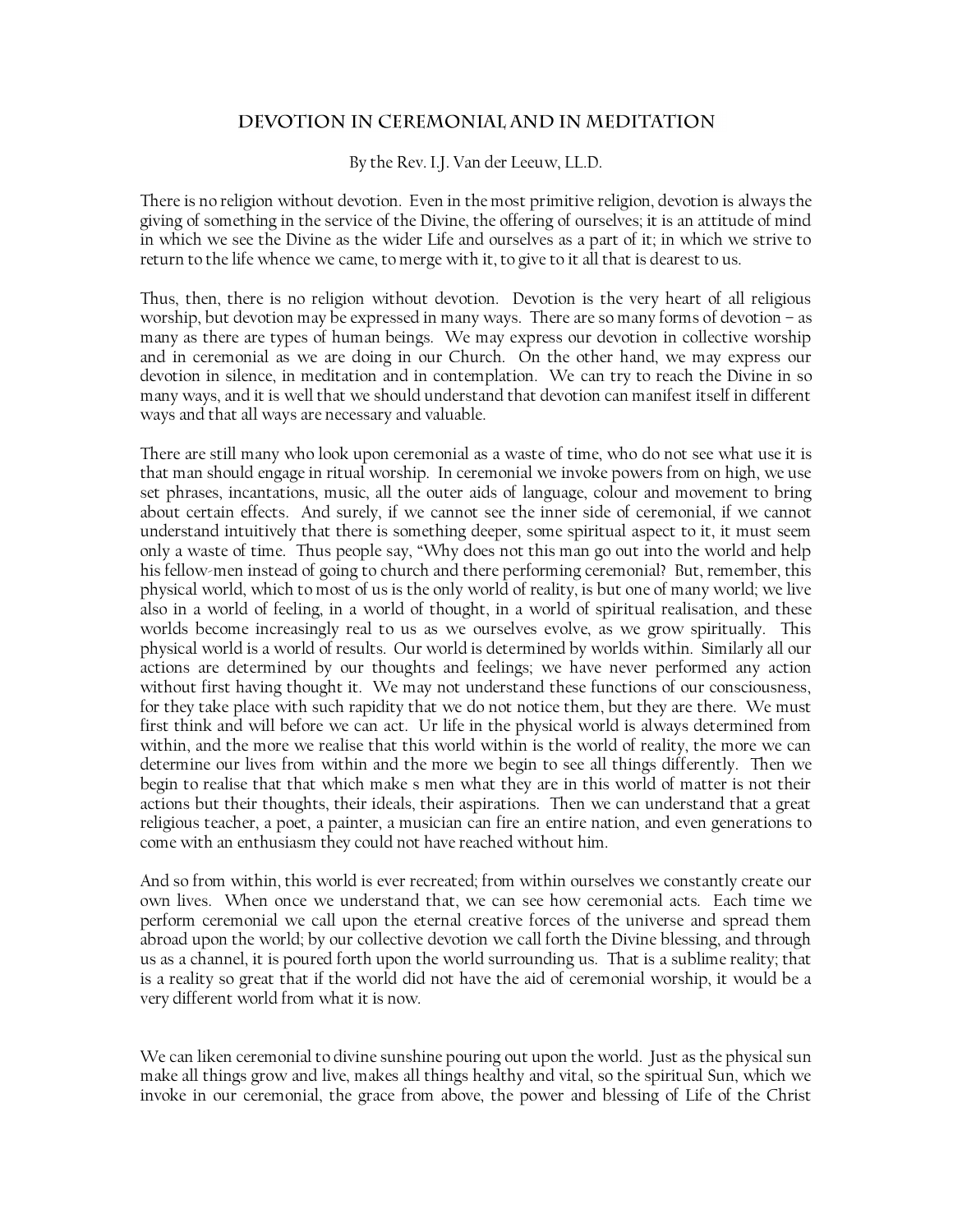# Devotion in Ceremonial and in Meditation

By the Rev. I.J. Van der Leeuw, LL.D.

There is no religion without devotion. Even in the most primitive religion, devotion is always the giving of something in the service of the Divine, the offering of ourselves; it is an attitude of mind in which we see the Divine as the wider Life and ourselves as a part of it; in which we strive to return to the life whence we came, to merge with it, to give to it all that is dearest to us.

Thus, then, there is no religion without devotion. Devotion is the very heart of all religious worship, but devotion may be expressed in many ways. There are so many forms of devotion – as many as there are types of human beings. We may express our devotion in collective worship and in ceremonial as we are doing in our Church. On the other hand, we may express our devotion in silence, in meditation and in contemplation. We can try to reach the Divine in so many ways, and it is well that we should understand that devotion can manifest itself in different ways and that all ways are necessary and valuable.

There are still many who look upon ceremonial as a waste of time, who do not see what use it is that man should engage in ritual worship. In ceremonial we invoke powers from on high, we use set phrases, incantations, music, all the outer aids of language, colour and movement to bring about certain effects. And surely, if we cannot see the inner side of ceremonial, if we cannot understand intuitively that there is something deeper, some spiritual aspect to it, it must seem only a waste of time. Thus people say, "Why does not this man go out into the world and help his fellow-men instead of going to church and there performing ceremonial? But, remember, this physical world, which to most of us is the only world of reality, is but one of many world; we live also in a world of feeling, in a world of thought, in a world of spiritual realisation, and these worlds become increasingly real to us as we ourselves evolve, as we grow spiritually. This physical world is a world of results. Our world is determined by worlds within. Similarly all our actions are determined by our thoughts and feelings; we have never performed any action without first having thought it. We may not understand these functions of our consciousness, for they take place with such rapidity that we do not notice them, but they are there. We must first think and will before we can act. Ur life in the physical world is always determined from within, and the more we realise that this world within is the world of reality, the more we can determine our lives from within and the more we begin to see all things differently. Then we begin to realise that that which make s men what they are in this world of matter is not their actions but their thoughts, their ideals, their aspirations. Then we can understand that a great religious teacher, a poet, a painter, a musician can fire an entire nation, and even generations to come with an enthusiasm they could not have reached without him.

And so from within, this world is ever recreated; from within ourselves we constantly create our own lives. When once we understand that, we can see how ceremonial acts. Each time we perform ceremonial we call upon the eternal creative forces of the universe and spread them abroad upon the world; by our collective devotion we call forth the Divine blessing, and through us as a channel, it is poured forth upon the world surrounding us. That is a sublime reality; that is a reality so great that if the world did not have the aid of ceremonial worship, it would be a very different world from what it is now.

We can liken ceremonial to divine sunshine pouring out upon the world. Just as the physical sun make all things grow and live, makes all things healthy and vital, so the spiritual Sun, which we invoke in our ceremonial, the grace from above, the power and blessing of Life of the Christ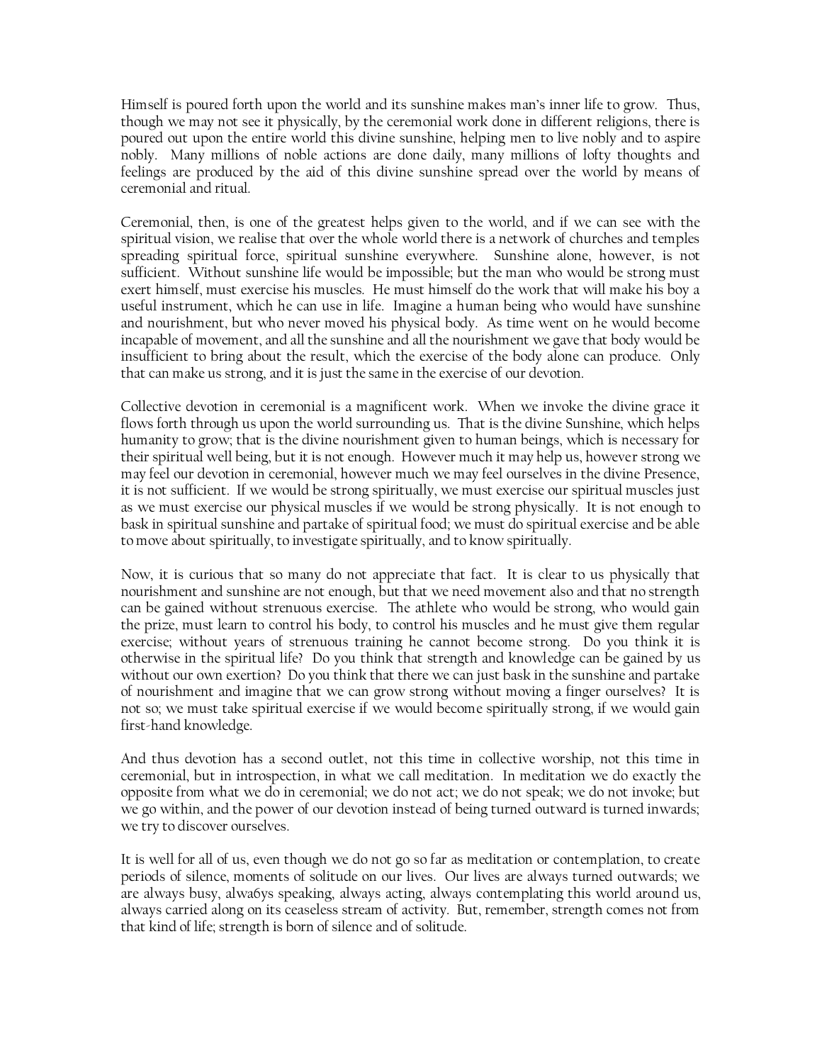Himself is poured forth upon the world and its sunshine makes man's inner life to grow. Thus, though we may not see it physically, by the ceremonial work done in different religions, there is poured out upon the entire world this divine sunshine, helping men to live nobly and to aspire nobly. Many millions of noble actions are done daily, many millions of lofty thoughts and feelings are produced by the aid of this divine sunshine spread over the world by means of ceremonial and ritual.

Ceremonial, then, is one of the greatest helps given to the world, and if we can see with the spiritual vision, we realise that over the whole world there is a network of churches and temples spreading spiritual force, spiritual sunshine everywhere. Sunshine alone, however, is not sufficient. Without sunshine life would be impossible; but the man who would be strong must exert himself, must exercise his muscles. He must himself do the work that will make his boy a useful instrument, which he can use in life. Imagine a human being who would have sunshine and nourishment, but who never moved his physical body. As time went on he would become incapable of movement, and all the sunshine and all the nourishment we gave that body would be insufficient to bring about the result, which the exercise of the body alone can produce. Only that can make us strong, and it is just the same in the exercise of our devotion.

Collective devotion in ceremonial is a magnificent work. When we invoke the divine grace it flows forth through us upon the world surrounding us. That is the divine Sunshine, which helps humanity to grow; that is the divine nourishment given to human beings, which is necessary for their spiritual well being, but it is not enough. However much it may help us, however strong we may feel our devotion in ceremonial, however much we may feel ourselves in the divine Presence, it is not sufficient. If we would be strong spiritually, we must exercise our spiritual muscles just as we must exercise our physical muscles if we would be strong physically. It is not enough to bask in spiritual sunshine and partake of spiritual food; we must do spiritual exercise and be able to move about spiritually, to investigate spiritually, and to know spiritually.

Now, it is curious that so many do not appreciate that fact. It is clear to us physically that nourishment and sunshine are not enough, but that we need movement also and that no strength can be gained without strenuous exercise. The athlete who would be strong, who would gain the prize, must learn to control his body, to control his muscles and he must give them regular exercise; without years of strenuous training he cannot become strong. Do you think it is otherwise in the spiritual life? Do you think that strength and knowledge can be gained by us without our own exertion? Do you think that there we can just bask in the sunshine and partake of nourishment and imagine that we can grow strong without moving a finger ourselves? It is not so; we must take spiritual exercise if we would become spiritually strong, if we would gain first-hand knowledge.

And thus devotion has a second outlet, not this time in collective worship, not this time in ceremonial, but in introspection, in what we call meditation. In meditation we do exactly the opposite from what we do in ceremonial; we do not act; we do not speak; we do not invoke; but we go within, and the power of our devotion instead of being turned outward is turned inwards; we try to discover ourselves.

It is well for all of us, even though we do not go so far as meditation or contemplation, to create periods of silence, moments of solitude on our lives. Our lives are always turned outwards; we are always busy, alwa6ys speaking, always acting, always contemplating this world around us, always carried along on its ceaseless stream of activity. But, remember, strength comes not from that kind of life; strength is born of silence and of solitude.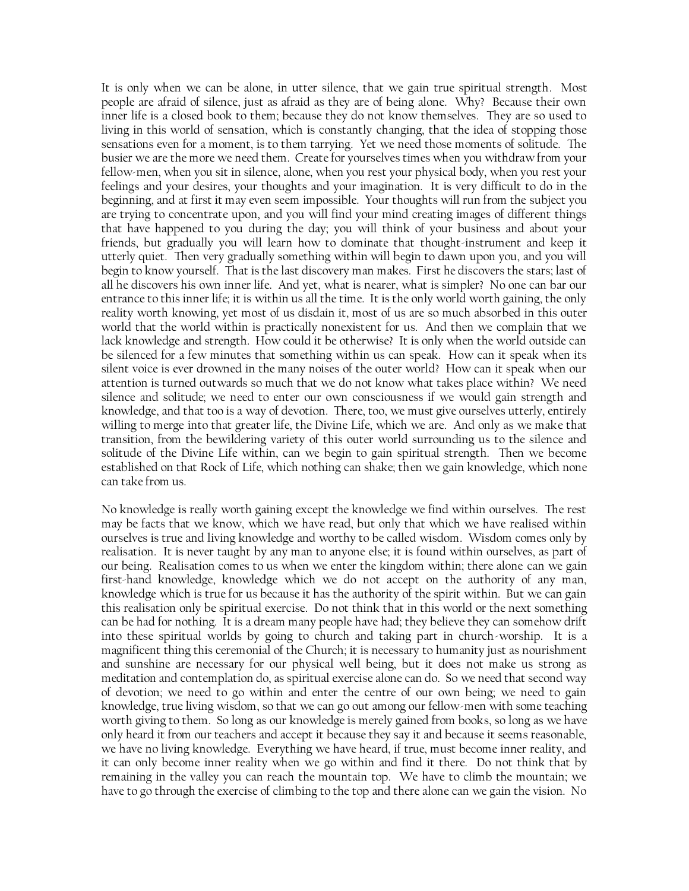It is only when we can be alone, in utter silence, that we gain true spiritual strength. Most people are afraid of silence, just as afraid as they are of being alone. Why? Because their own inner life is a closed book to them; because they do not know themselves. They are so used to living in this world of sensation, which is constantly changing, that the idea of stopping those sensations even for a moment, is to them tarrying. Yet we need those moments of solitude. The busier we are the more we need them. Create for yourselves times when you withdraw from your fellow-men, when you sit in silence, alone, when you rest your physical body, when you rest your feelings and your desires, your thoughts and your imagination. It is very difficult to do in the beginning, and at first it may even seem impossible. Your thoughts will run from the subject you are trying to concentrate upon, and you will find your mind creating images of different things that have happened to you during the day; you will think of your business and about your friends, but gradually you will learn how to dominate that thought-instrument and keep it utterly quiet. Then very gradually something within will begin to dawn upon you, and you will begin to know yourself. That is the last discovery man makes. First he discovers the stars; last of all he discovers his own inner life. And yet, what is nearer, what is simpler? No one can bar our entrance to this inner life; it is within us all the time. It is the only world worth gaining, the only reality worth knowing, yet most of us disdain it, most of us are so much absorbed in this outer world that the world within is practically nonexistent for us. And then we complain that we lack knowledge and strength. How could it be otherwise? It is only when the world outside can be silenced for a few minutes that something within us can speak. How can it speak when its silent voice is ever drowned in the many noises of the outer world? How can it speak when our attention is turned outwards so much that we do not know what takes place within? We need silence and solitude; we need to enter our own consciousness if we would gain strength and knowledge, and that too is a way of devotion. There, too, we must give ourselves utterly, entirely willing to merge into that greater life, the Divine Life, which we are. And only as we make that transition, from the bewildering variety of this outer world surrounding us to the silence and solitude of the Divine Life within, can we begin to gain spiritual strength. Then we become established on that Rock of Life, which nothing can shake; then we gain knowledge, which none can take from us.

No knowledge is really worth gaining except the knowledge we find within ourselves. The rest may be facts that we know, which we have read, but only that which we have realised within ourselves is true and living knowledge and worthy to be called wisdom. Wisdom comes only by realisation. It is never taught by any man to anyone else; it is found within ourselves, as part of our being. Realisation comes to us when we enter the kingdom within; there alone can we gain first-hand knowledge, knowledge which we do not accept on the authority of any man, knowledge which is true for us because it has the authority of the spirit within. But we can gain this realisation only be spiritual exercise. Do not think that in this world or the next something can be had for nothing. It is a dream many people have had; they believe they can somehow drift into these spiritual worlds by going to church and taking part in church-worship. It is a magnificent thing this ceremonial of the Church; it is necessary to humanity just as nourishment and sunshine are necessary for our physical well being, but it does not make us strong as meditation and contemplation do, as spiritual exercise alone can do. So we need that second way of devotion; we need to go within and enter the centre of our own being; we need to gain knowledge, true living wisdom, so that we can go out among our fellow-men with some teaching worth giving to them. So long as our knowledge is merely gained from books, so long as we have only heard it from our teachers and accept it because they say it and because it seems reasonable, we have no living knowledge. Everything we have heard, if true, must become inner reality, and it can only become inner reality when we go within and find it there. Do not think that by remaining in the valley you can reach the mountain top. We have to climb the mountain; we have to go through the exercise of climbing to the top and there alone can we gain the vision. No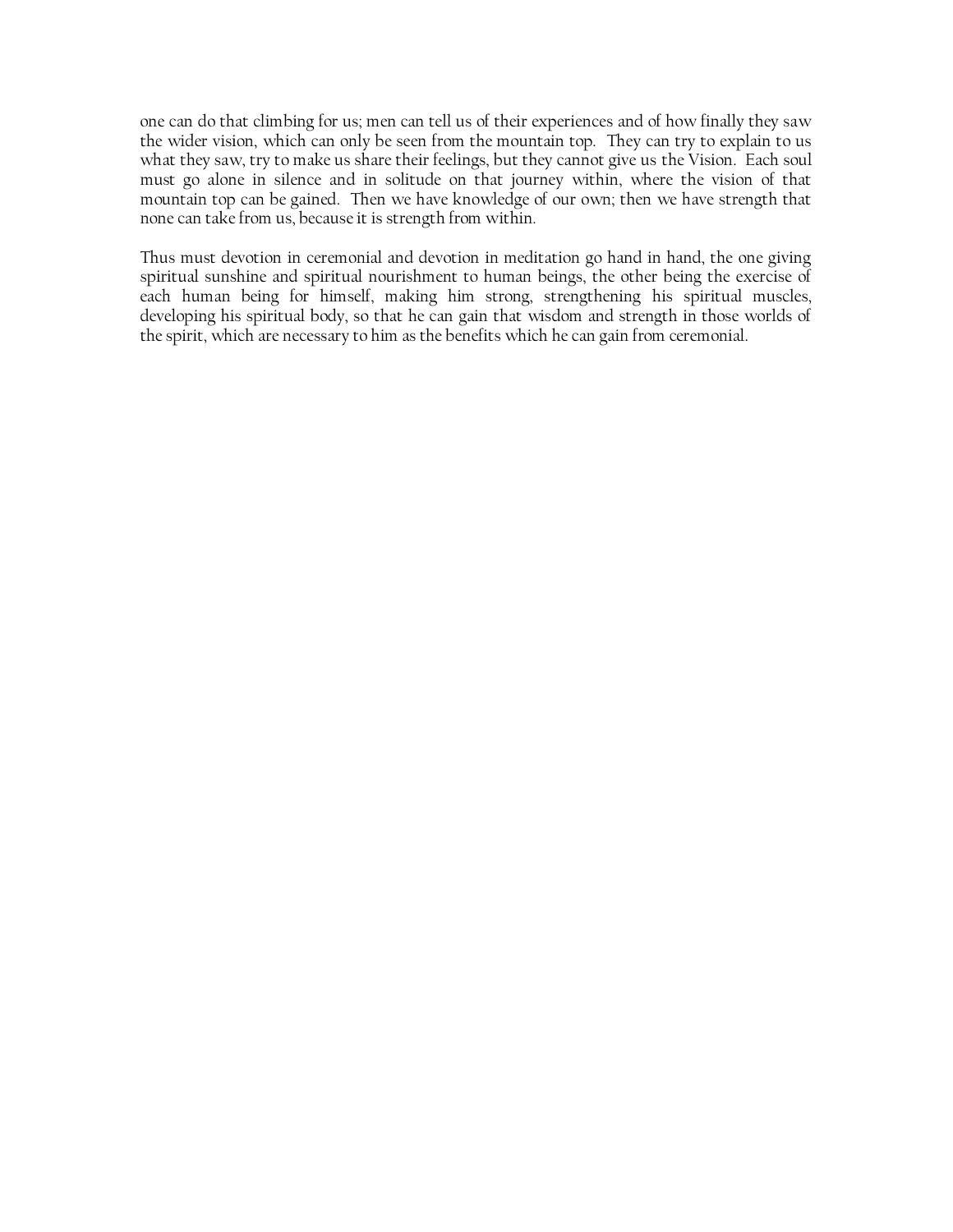one can do that climbing for us; men can tell us of their experiences and of how finally they saw the wider vision, which can only be seen from the mountain top. They can try to explain to us what they saw, try to make us share their feelings, but they cannot give us the Vision. Each soul must go alone in silence and in solitude on that journey within, where the vision of that mountain top can be gained. Then we have knowledge of our own; then we have strength that none can take from us, because it is strength from within.

Thus must devotion in ceremonial and devotion in meditation go hand in hand, the one giving spiritual sunshine and spiritual nourishment to human beings, the other being the exercise of each human being for himself, making him strong, strengthening his spiritual muscles, developing his spiritual body, so that he can gain that wisdom and strength in those worlds of the spirit, which are necessary to him as the benefits which he can gain from ceremonial.